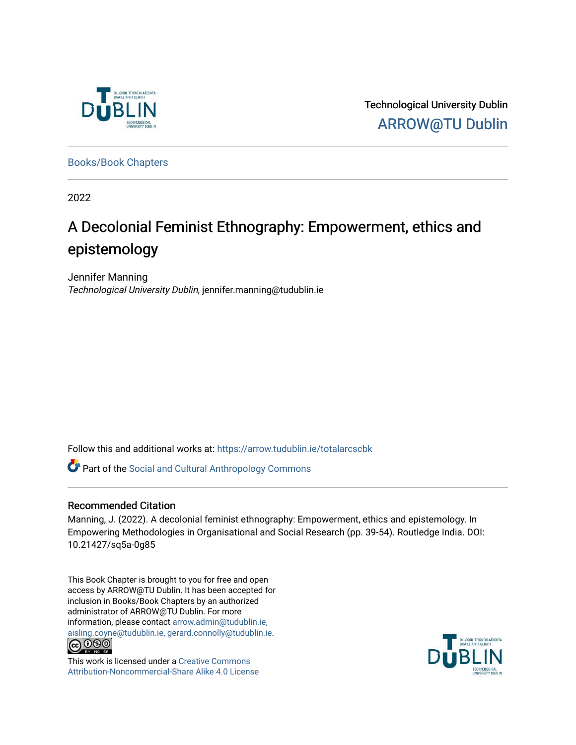Technological University Dublin
ARROW@TU Dublin

Books/Book Chapters

2022

# A Decolonial Feminist Ethnography: Empowerment, ethics and epistemology

Jennifer Manning
*Technological University Dublin*, jennifer.manning@tudublin.ie

Follow this and additional works at: https://arrow.tudublin.ie/totalarcscbk

Part of the Social and Cultural Anthropology Commons

## Recommended Citation

Manning, J. (2022). A decolonial feminist ethnography: Empowerment, ethics and epistemology. In Empowering Methodologies in Organisational and Social Research (pp. 39-54). Routledge India. DOI: 10.21427/sq5a-0g85

This Book Chapter is brought to you for free and open access by ARROW@TU Dublin. It has been accepted for inclusion in Books/Book Chapters by an authorized administrator of ARROW@TU Dublin. For more information, please contact arrow.admin@tudublin.ie, aisling.coyne@tudublin.ie, gerard.connolly@tudublin.ie.

This work is licensed under a Creative Commons Attribution-Noncommercial-Share Alike 4.0 License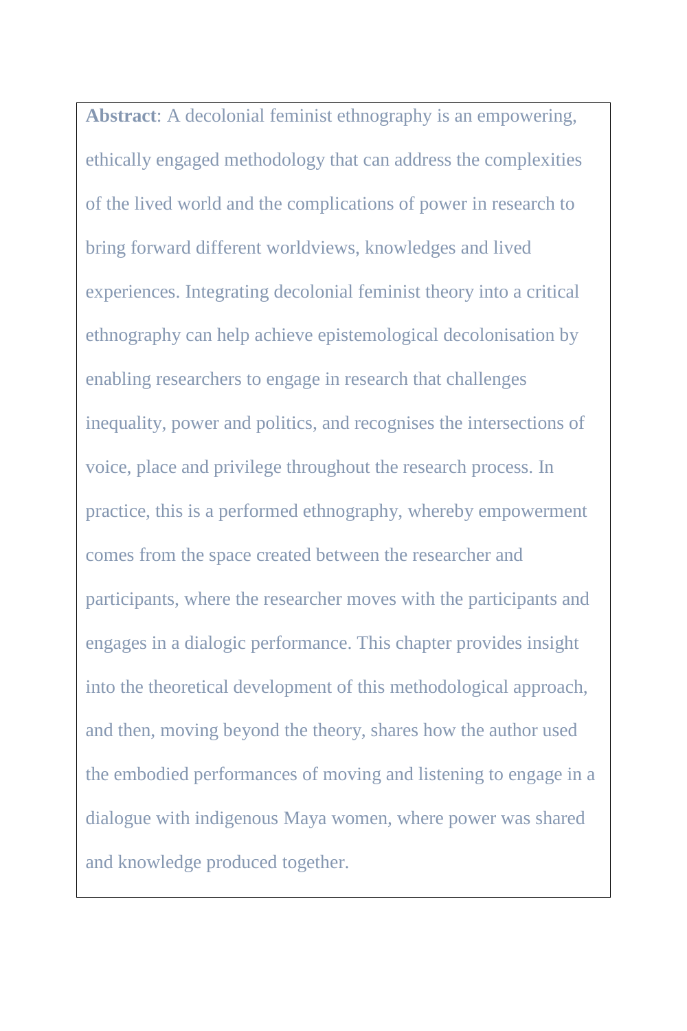**Abstract**: A decolonial feminist ethnography is an empowering, ethically engaged methodology that can address the complexities of the lived world and the complications of power in research to bring forward different worldviews, knowledges and lived experiences. Integrating decolonial feminist theory into a critical ethnography can help achieve epistemological decolonisation by enabling researchers to engage in research that challenges inequality, power and politics, and recognises the intersections of voice, place and privilege throughout the research process. In practice, this is a performed ethnography, whereby empowerment comes from the space created between the researcher and participants, where the researcher moves with the participants and engages in a dialogic performance. This chapter provides insight into the theoretical development of this methodological approach, and then, moving beyond the theory, shares how the author used the embodied performances of moving and listening to engage in a dialogue with indigenous Maya women, where power was shared and knowledge produced together.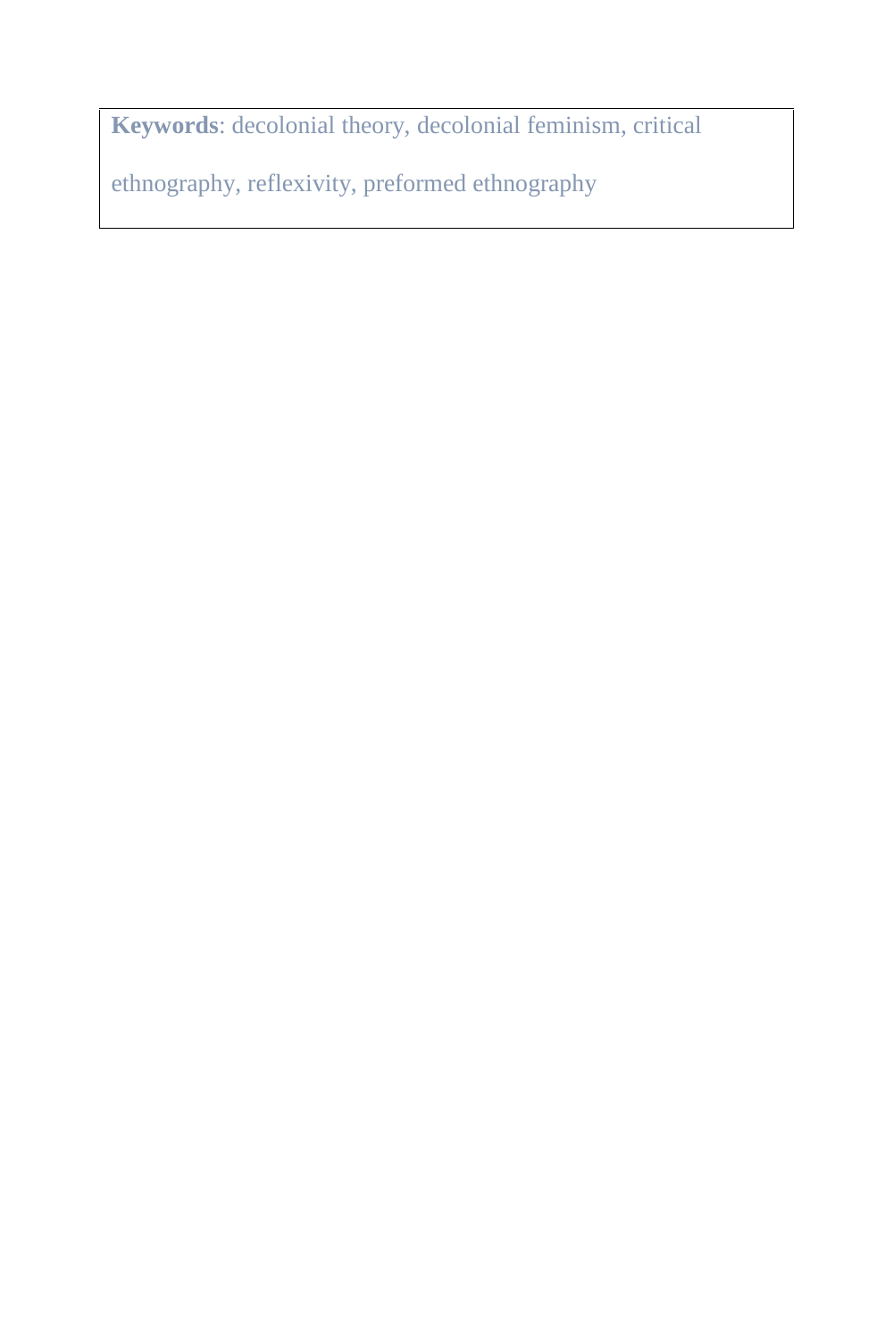**Keywords**: decolonial theory, decolonial feminism, critical ethnography, reflexivity, preformed ethnography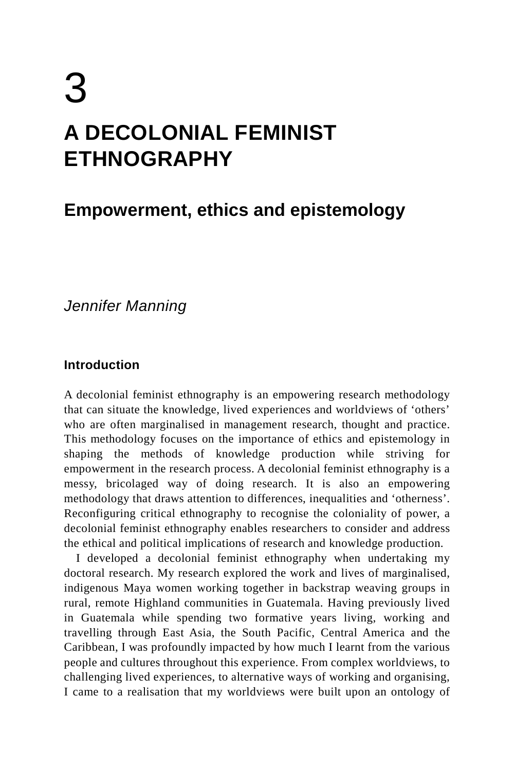# 3

# A DECOLONIAL FEMINIST ETHNOGRAPHY

## Empowerment, ethics and epistemology

*Jennifer Manning*

### Introduction

A decolonial feminist ethnography is an empowering research methodology that can situate the knowledge, lived experiences and worldviews of 'others' who are often marginalised in management research, thought and practice. This methodology focuses on the importance of ethics and epistemology in shaping the methods of knowledge production while striving for empowerment in the research process. A decolonial feminist ethnography is a messy, bricolaged way of doing research. It is also an empowering methodology that draws attention to differences, inequalities and 'otherness'. Reconfiguring critical ethnography to recognise the coloniality of power, a decolonial feminist ethnography enables researchers to consider and address the ethical and political implications of research and knowledge production.

I developed a decolonial feminist ethnography when undertaking my doctoral research. My research explored the work and lives of marginalised, indigenous Maya women working together in backstrap weaving groups in rural, remote Highland communities in Guatemala. Having previously lived in Guatemala while spending two formative years living, working and travelling through East Asia, the South Pacific, Central America and the Caribbean, I was profoundly impacted by how much I learnt from the various people and cultures throughout this experience. From complex worldviews, to challenging lived experiences, to alternative ways of working and organising, I came to a realisation that my worldviews were built upon an ontology of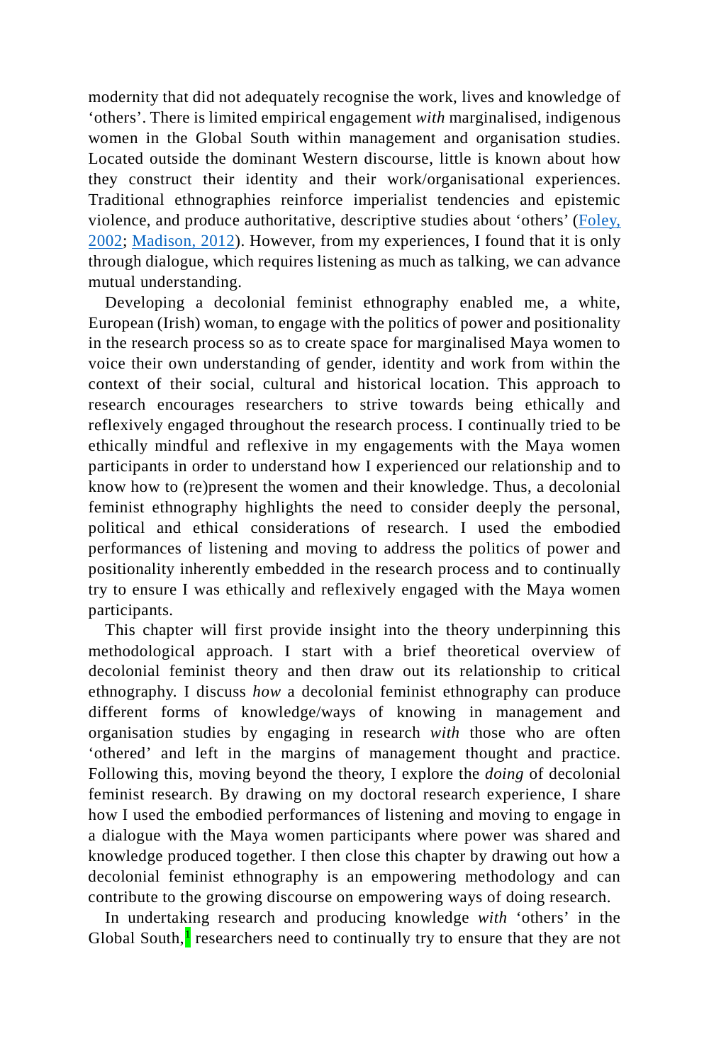modernity that did not adequately recognise the work, lives and knowledge of 'others'. There is limited empirical engagement *with* marginalised, indigenous women in the Global South within management and organisation studies. Located outside the dominant Western discourse, little is known about how they construct their identity and their work/organisational experiences. Traditional ethnographies reinforce imperialist tendencies and epistemic violence, and produce authoritative, descriptive studies about 'others' (Foley, 2002; Madison, 2012). However, from my experiences, I found that it is only through dialogue, which requires listening as much as talking, we can advance mutual understanding.

Developing a decolonial feminist ethnography enabled me, a white, European (Irish) woman, to engage with the politics of power and positionality in the research process so as to create space for marginalised Maya women to voice their own understanding of gender, identity and work from within the context of their social, cultural and historical location. This approach to research encourages researchers to strive towards being ethically and reflexively engaged throughout the research process. I continually tried to be ethically mindful and reflexive in my engagements with the Maya women participants in order to understand how I experienced our relationship and to know how to (re)present the women and their knowledge. Thus, a decolonial feminist ethnography highlights the need to consider deeply the personal, political and ethical considerations of research. I used the embodied performances of listening and moving to address the politics of power and positionality inherently embedded in the research process and to continually try to ensure I was ethically and reflexively engaged with the Maya women participants.

This chapter will first provide insight into the theory underpinning this methodological approach. I start with a brief theoretical overview of decolonial feminist theory and then draw out its relationship to critical ethnography. I discuss *how* a decolonial feminist ethnography can produce different forms of knowledge/ways of knowing in management and organisation studies by engaging in research *with* those who are often 'othered' and left in the margins of management thought and practice. Following this, moving beyond the theory, I explore the *doing* of decolonial feminist research. By drawing on my doctoral research experience, I share how I used the embodied performances of listening and moving to engage in a dialogue with the Maya women participants where power was shared and knowledge produced together. I then close this chapter by drawing out how a decolonial feminist ethnography is an empowering methodology and can contribute to the growing discourse on empowering ways of doing research.

In undertaking research and producing knowledge *with* 'others' in the Global South,[1] researchers need to continually try to ensure that they are not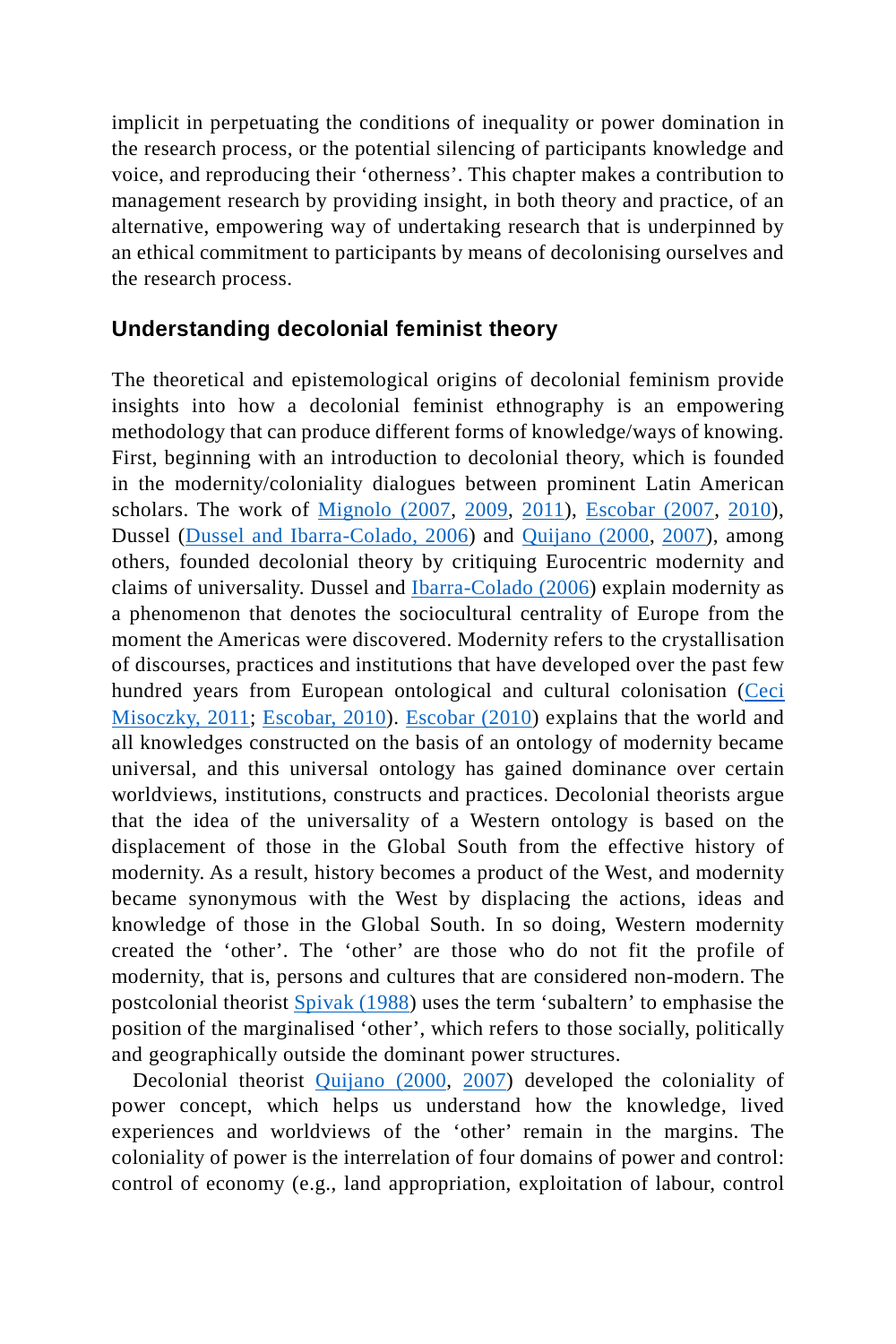implicit in perpetuating the conditions of inequality or power domination in the research process, or the potential silencing of participants knowledge and voice, and reproducing their 'otherness'. This chapter makes a contribution to management research by providing insight, in both theory and practice, of an alternative, empowering way of undertaking research that is underpinned by an ethical commitment to participants by means of decolonising ourselves and the research process.

## Understanding decolonial feminist theory

The theoretical and epistemological origins of decolonial feminism provide insights into how a decolonial feminist ethnography is an empowering methodology that can produce different forms of knowledge/ways of knowing. First, beginning with an introduction to decolonial theory, which is founded in the modernity/coloniality dialogues between prominent Latin American scholars. The work of Mignolo (2007, 2009, 2011), Escobar (2007, 2010), Dussel (Dussel and Ibarra-Colado, 2006) and Quijano (2000, 2007), among others, founded decolonial theory by critiquing Eurocentric modernity and claims of universality. Dussel and Ibarra-Colado (2006) explain modernity as a phenomenon that denotes the sociocultural centrality of Europe from the moment the Americas were discovered. Modernity refers to the crystallisation of discourses, practices and institutions that have developed over the past few hundred years from European ontological and cultural colonisation (Ceci Misoczky, 2011; Escobar, 2010). Escobar (2010) explains that the world and all knowledges constructed on the basis of an ontology of modernity became universal, and this universal ontology has gained dominance over certain worldviews, institutions, constructs and practices. Decolonial theorists argue that the idea of the universality of a Western ontology is based on the displacement of those in the Global South from the effective history of modernity. As a result, history becomes a product of the West, and modernity became synonymous with the West by displacing the actions, ideas and knowledge of those in the Global South. In so doing, Western modernity created the 'other'. The 'other' are those who do not fit the profile of modernity, that is, persons and cultures that are considered non-modern. The postcolonial theorist Spivak (1988) uses the term 'subaltern' to emphasise the position of the marginalised 'other', which refers to those socially, politically and geographically outside the dominant power structures.

Decolonial theorist Quijano (2000, 2007) developed the coloniality of power concept, which helps us understand how the knowledge, lived experiences and worldviews of the 'other' remain in the margins. The coloniality of power is the interrelation of four domains of power and control: control of economy (e.g., land appropriation, exploitation of labour, control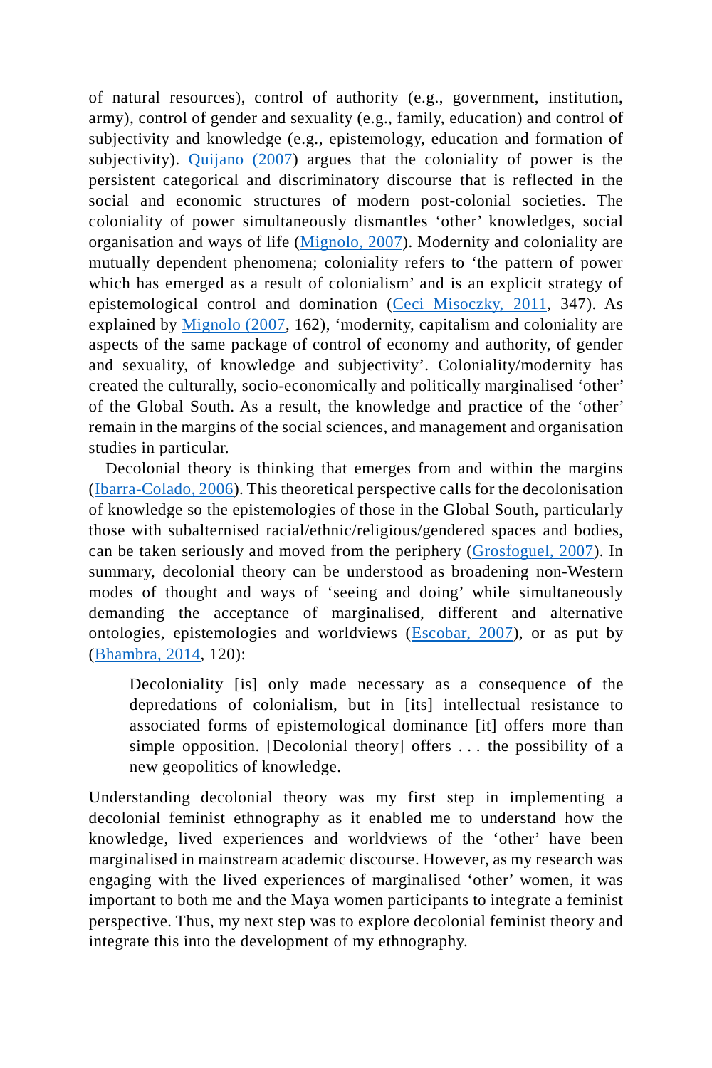of natural resources), control of authority (e.g., government, institution, army), control of gender and sexuality (e.g., family, education) and control of subjectivity and knowledge (e.g., epistemology, education and formation of subjectivity). Quijano (2007) argues that the coloniality of power is the persistent categorical and discriminatory discourse that is reflected in the social and economic structures of modern post-colonial societies. The coloniality of power simultaneously dismantles 'other' knowledges, social organisation and ways of life (Mignolo, 2007). Modernity and coloniality are mutually dependent phenomena; coloniality refers to 'the pattern of power which has emerged as a result of colonialism' and is an explicit strategy of epistemological control and domination (Ceci Misoczky, 2011, 347). As explained by Mignolo (2007, 162), 'modernity, capitalism and coloniality are aspects of the same package of control of economy and authority, of gender and sexuality, of knowledge and subjectivity'. Coloniality/modernity has created the culturally, socio-economically and politically marginalised 'other' of the Global South. As a result, the knowledge and practice of the 'other' remain in the margins of the social sciences, and management and organisation studies in particular.

Decolonial theory is thinking that emerges from and within the margins (Ibarra-Colado, 2006). This theoretical perspective calls for the decolonisation of knowledge so the epistemologies of those in the Global South, particularly those with subalternised racial/ethnic/religious/gendered spaces and bodies, can be taken seriously and moved from the periphery (Grosfoguel, 2007). In summary, decolonial theory can be understood as broadening non-Western modes of thought and ways of 'seeing and doing' while simultaneously demanding the acceptance of marginalised, different and alternative ontologies, epistemologies and worldviews (Escobar, 2007), or as put by (Bhambra, 2014, 120):

> Decoloniality [is] only made necessary as a consequence of the depredations of colonialism, but in [its] intellectual resistance to associated forms of epistemological dominance [it] offers more than simple opposition. [Decolonial theory] offers . . . the possibility of a new geopolitics of knowledge.

Understanding decolonial theory was my first step in implementing a decolonial feminist ethnography as it enabled me to understand how the knowledge, lived experiences and worldviews of the 'other' have been marginalised in mainstream academic discourse. However, as my research was engaging with the lived experiences of marginalised 'other' women, it was important to both me and the Maya women participants to integrate a feminist perspective. Thus, my next step was to explore decolonial feminist theory and integrate this into the development of my ethnography.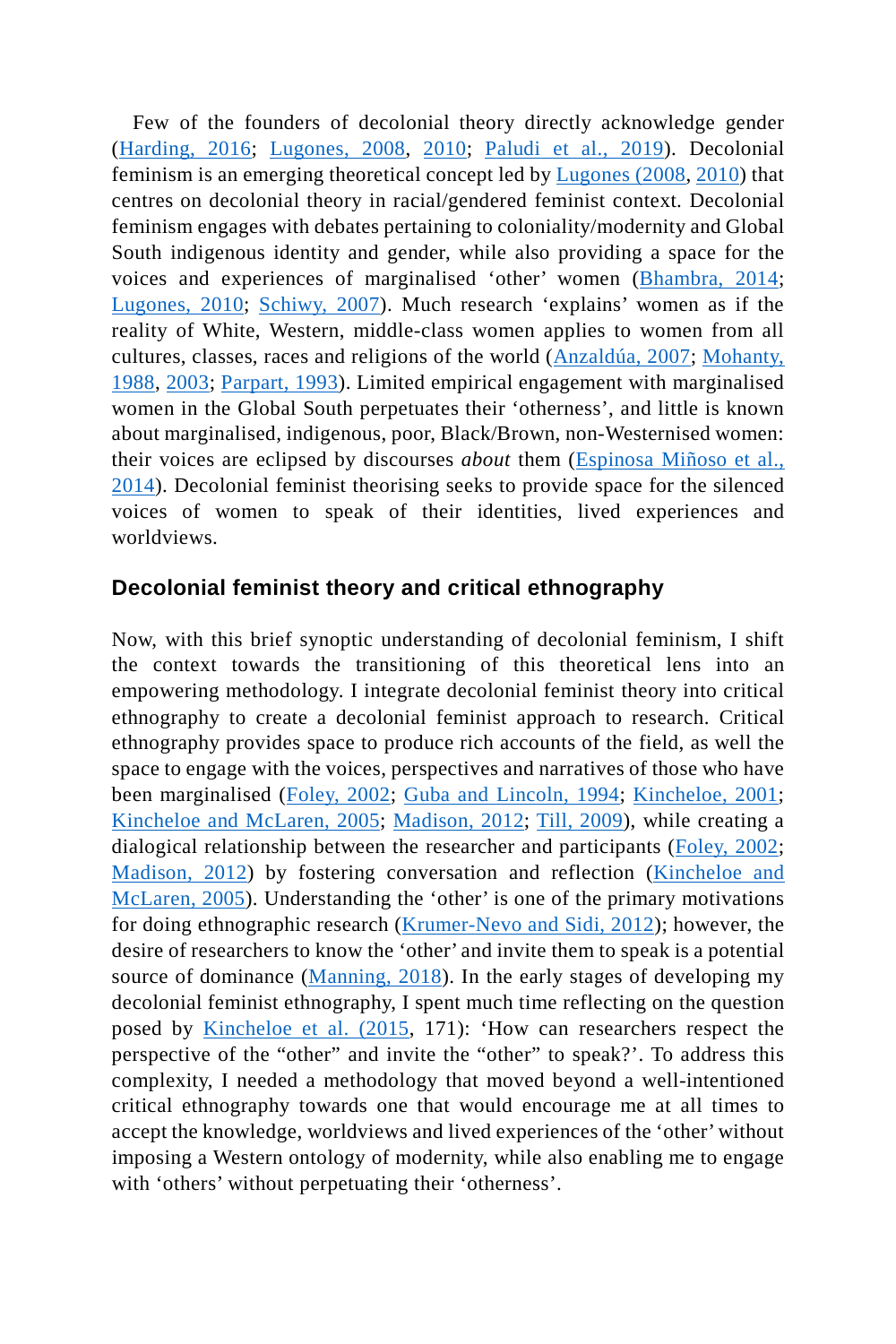Few of the founders of decolonial theory directly acknowledge gender (Harding, 2016; Lugones, 2008, 2010; Paludi et al., 2019). Decolonial feminism is an emerging theoretical concept led by Lugones (2008, 2010) that centres on decolonial theory in racial/gendered feminist context. Decolonial feminism engages with debates pertaining to coloniality/modernity and Global South indigenous identity and gender, while also providing a space for the voices and experiences of marginalised 'other' women (Bhambra, 2014; Lugones, 2010; Schiwy, 2007). Much research 'explains' women as if the reality of White, Western, middle-class women applies to women from all cultures, classes, races and religions of the world (Anzaldúa, 2007; Mohanty, 1988, 2003; Parpart, 1993). Limited empirical engagement with marginalised women in the Global South perpetuates their 'otherness', and little is known about marginalised, indigenous, poor, Black/Brown, non-Westernised women: their voices are eclipsed by discourses *about* them (Espinosa Miñoso et al., 2014). Decolonial feminist theorising seeks to provide space for the silenced voices of women to speak of their identities, lived experiences and worldviews.

## Decolonial feminist theory and critical ethnography

Now, with this brief synoptic understanding of decolonial feminism, I shift the context towards the transitioning of this theoretical lens into an empowering methodology. I integrate decolonial feminist theory into critical ethnography to create a decolonial feminist approach to research. Critical ethnography provides space to produce rich accounts of the field, as well the space to engage with the voices, perspectives and narratives of those who have been marginalised (Foley, 2002; Guba and Lincoln, 1994; Kincheloe, 2001; Kincheloe and McLaren, 2005; Madison, 2012; Till, 2009), while creating a dialogical relationship between the researcher and participants (Foley, 2002; Madison, 2012) by fostering conversation and reflection (Kincheloe and McLaren, 2005). Understanding the 'other' is one of the primary motivations for doing ethnographic research (Krumer-Nevo and Sidi, 2012); however, the desire of researchers to know the 'other' and invite them to speak is a potential source of dominance (Manning, 2018). In the early stages of developing my decolonial feminist ethnography, I spent much time reflecting on the question posed by Kincheloe et al. (2015, 171): 'How can researchers respect the perspective of the "other" and invite the "other" to speak?'. To address this complexity, I needed a methodology that moved beyond a well-intentioned critical ethnography towards one that would encourage me at all times to accept the knowledge, worldviews and lived experiences of the 'other' without imposing a Western ontology of modernity, while also enabling me to engage with 'others' without perpetuating their 'otherness'.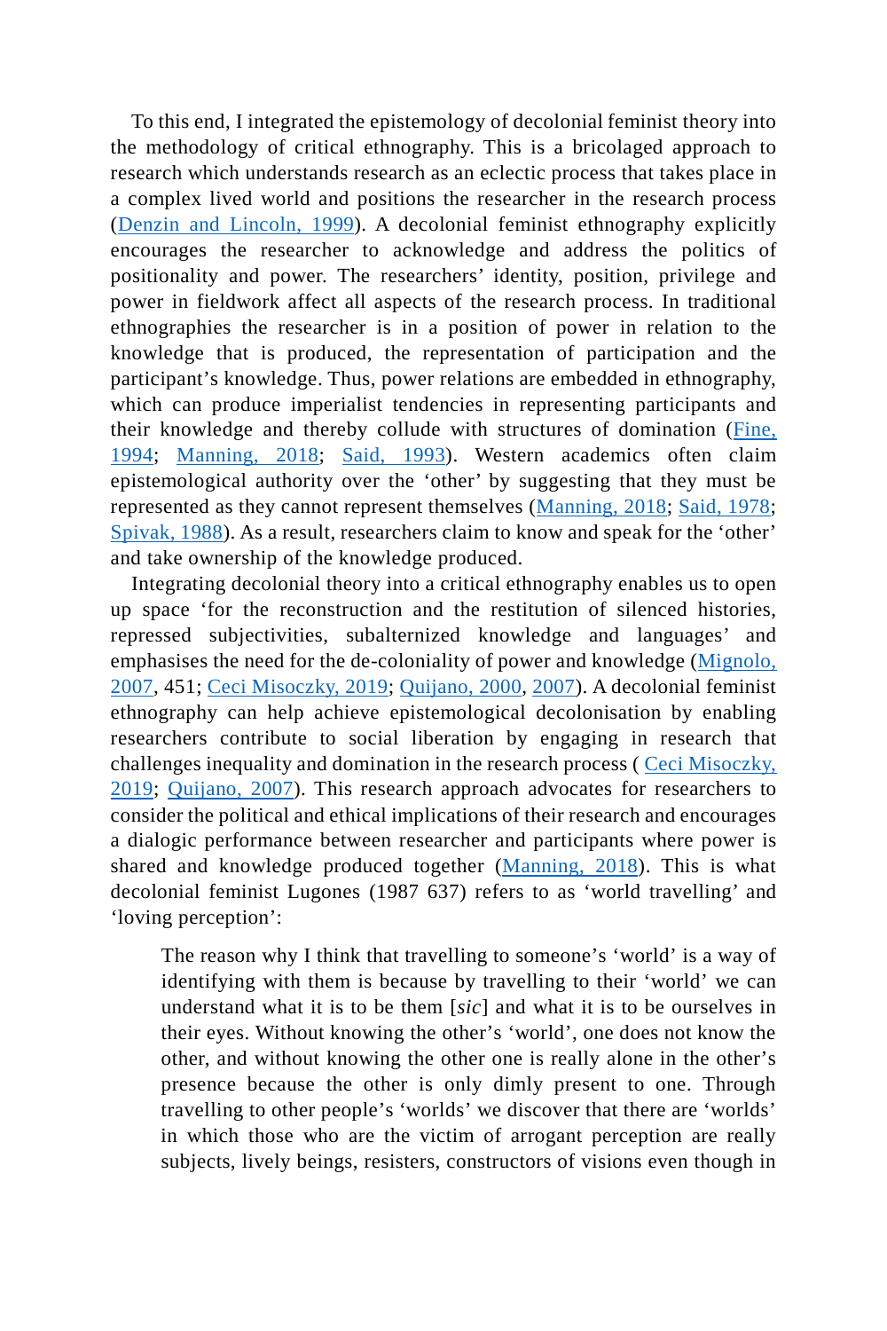To this end, I integrated the epistemology of decolonial feminist theory into the methodology of critical ethnography. This is a bricolaged approach to research which understands research as an eclectic process that takes place in a complex lived world and positions the researcher in the research process (Denzin and Lincoln, 1999). A decolonial feminist ethnography explicitly encourages the researcher to acknowledge and address the politics of positionality and power. The researchers' identity, position, privilege and power in fieldwork affect all aspects of the research process. In traditional ethnographies the researcher is in a position of power in relation to the knowledge that is produced, the representation of participation and the participant's knowledge. Thus, power relations are embedded in ethnography, which can produce imperialist tendencies in representing participants and their knowledge and thereby collude with structures of domination (Fine, 1994; Manning, 2018; Said, 1993). Western academics often claim epistemological authority over the 'other' by suggesting that they must be represented as they cannot represent themselves (Manning, 2018; Said, 1978; Spivak, 1988). As a result, researchers claim to know and speak for the 'other' and take ownership of the knowledge produced.

Integrating decolonial theory into a critical ethnography enables us to open up space 'for the reconstruction and the restitution of silenced histories, repressed subjectivities, subalternized knowledge and languages' and emphasises the need for the de-coloniality of power and knowledge (Mignolo, 2007, 451; Ceci Misoczky, 2019; Quijano, 2000, 2007). A decolonial feminist ethnography can help achieve epistemological decolonisation by enabling researchers contribute to social liberation by engaging in research that challenges inequality and domination in the research process ( Ceci Misoczky, 2019; Quijano, 2007). This research approach advocates for researchers to consider the political and ethical implications of their research and encourages a dialogic performance between researcher and participants where power is shared and knowledge produced together (Manning, 2018). This is what decolonial feminist Lugones (1987 637) refers to as 'world travelling' and 'loving perception':

> The reason why I think that travelling to someone's 'world' is a way of identifying with them is because by travelling to their 'world' we can understand what it is to be them [*sic*] and what it is to be ourselves in their eyes. Without knowing the other's 'world', one does not know the other, and without knowing the other one is really alone in the other's presence because the other is only dimly present to one. Through travelling to other people's 'worlds' we discover that there are 'worlds' in which those who are the victim of arrogant perception are really subjects, lively beings, resisters, constructors of visions even though in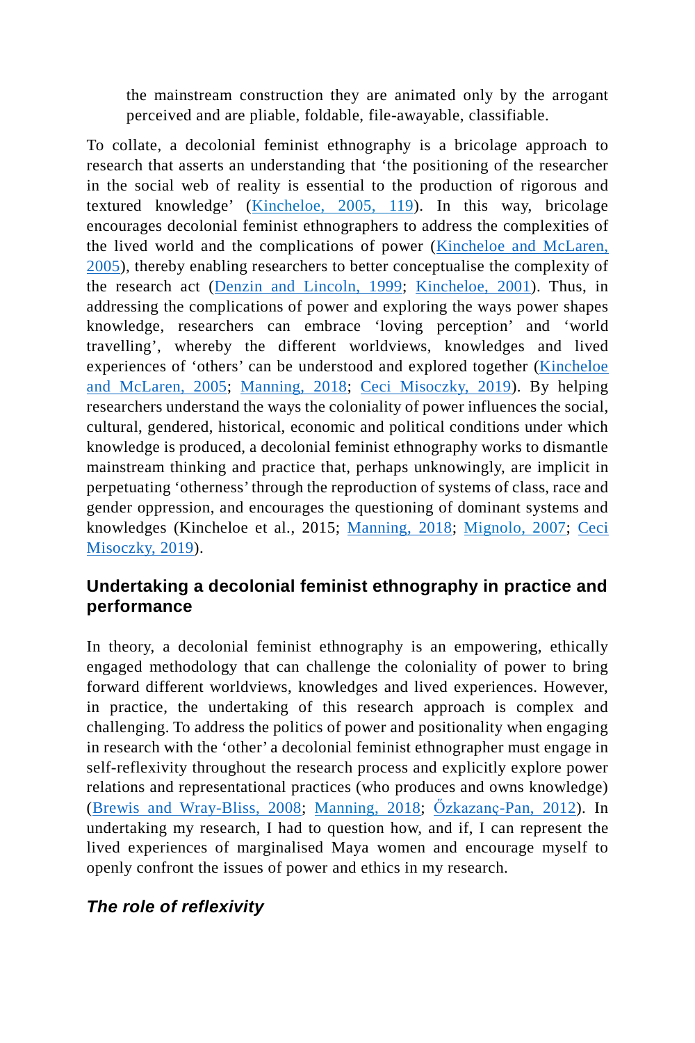the mainstream construction they are animated only by the arrogant perceived and are pliable, foldable, file-awayable, classifiable.

To collate, a decolonial feminist ethnography is a bricolage approach to research that asserts an understanding that 'the positioning of the researcher in the social web of reality is essential to the production of rigorous and textured knowledge' (Kincheloe, 2005, 119). In this way, bricolage encourages decolonial feminist ethnographers to address the complexities of the lived world and the complications of power (Kincheloe and McLaren, 2005), thereby enabling researchers to better conceptualise the complexity of the research act (Denzin and Lincoln, 1999; Kincheloe, 2001). Thus, in addressing the complications of power and exploring the ways power shapes knowledge, researchers can embrace 'loving perception' and 'world travelling', whereby the different worldviews, knowledges and lived experiences of 'others' can be understood and explored together (Kincheloe and McLaren, 2005; Manning, 2018; Ceci Misoczky, 2019). By helping researchers understand the ways the coloniality of power influences the social, cultural, gendered, historical, economic and political conditions under which knowledge is produced, a decolonial feminist ethnography works to dismantle mainstream thinking and practice that, perhaps unknowingly, are implicit in perpetuating 'otherness' through the reproduction of systems of class, race and gender oppression, and encourages the questioning of dominant systems and knowledges (Kincheloe et al., 2015; Manning, 2018; Mignolo, 2007; Ceci Misoczky, 2019).

## Undertaking a decolonial feminist ethnography in practice and performance

In theory, a decolonial feminist ethnography is an empowering, ethically engaged methodology that can challenge the coloniality of power to bring forward different worldviews, knowledges and lived experiences. However, in practice, the undertaking of this research approach is complex and challenging. To address the politics of power and positionality when engaging in research with the 'other' a decolonial feminist ethnographer must engage in self-reflexivity throughout the research process and explicitly explore power relations and representational practices (who produces and owns knowledge) (Brewis and Wray-Bliss, 2008; Manning, 2018; Őzkazanç-Pan, 2012). In undertaking my research, I had to question how, and if, I can represent the lived experiences of marginalised Maya women and encourage myself to openly confront the issues of power and ethics in my research.

### *The role of reflexivity*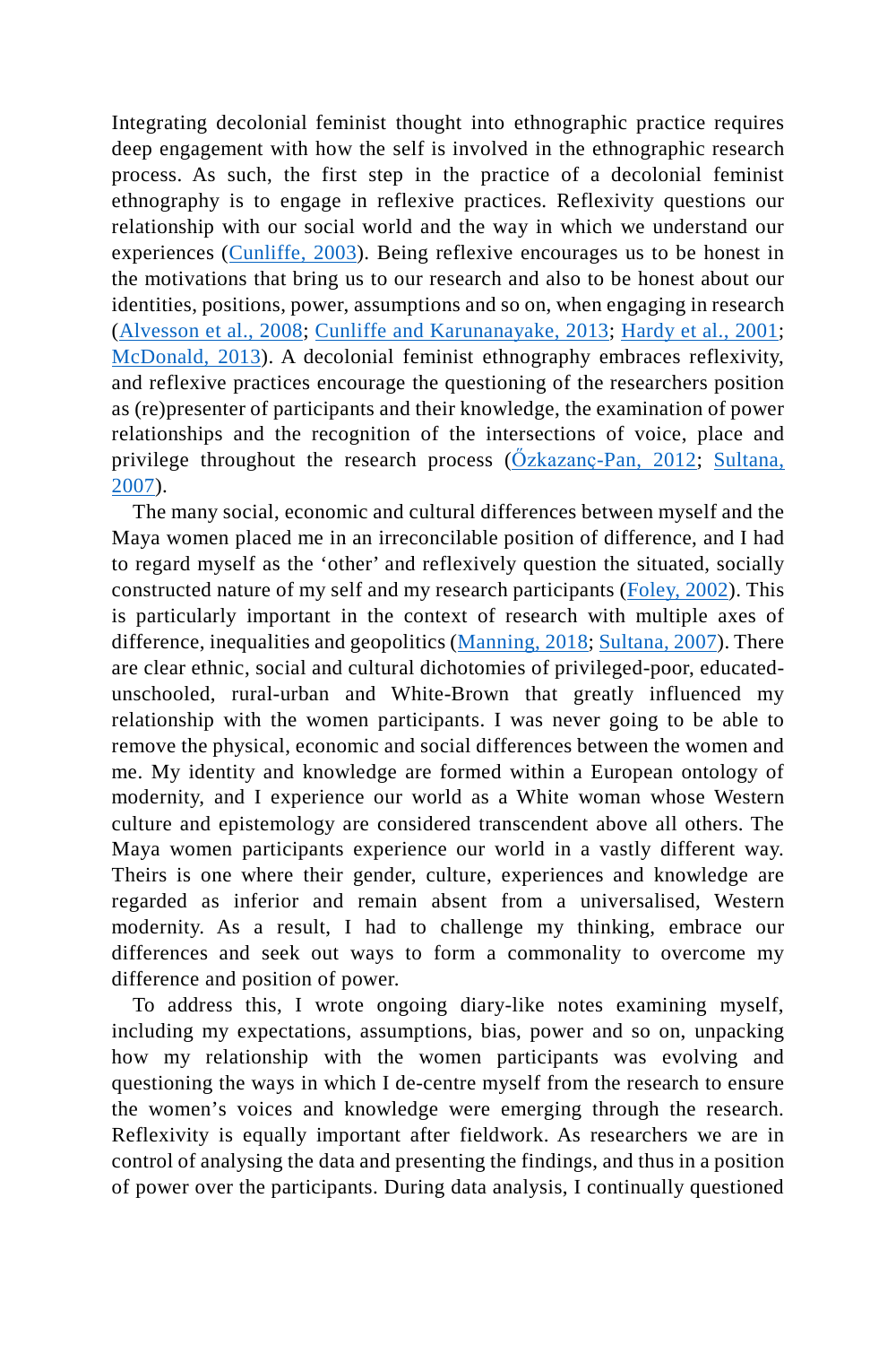Integrating decolonial feminist thought into ethnographic practice requires deep engagement with how the self is involved in the ethnographic research process. As such, the first step in the practice of a decolonial feminist ethnography is to engage in reflexive practices. Reflexivity questions our relationship with our social world and the way in which we understand our experiences (Cunliffe, 2003). Being reflexive encourages us to be honest in the motivations that bring us to our research and also to be honest about our identities, positions, power, assumptions and so on, when engaging in research (Alvesson et al., 2008; Cunliffe and Karunanayake, 2013; Hardy et al., 2001; McDonald, 2013). A decolonial feminist ethnography embraces reflexivity, and reflexive practices encourage the questioning of the researchers position as (re)presenter of participants and their knowledge, the examination of power relationships and the recognition of the intersections of voice, place and privilege throughout the research process (Őzkazanç-Pan, 2012; Sultana, 2007).

The many social, economic and cultural differences between myself and the Maya women placed me in an irreconcilable position of difference, and I had to regard myself as the 'other' and reflexively question the situated, socially constructed nature of my self and my research participants (Foley, 2002). This is particularly important in the context of research with multiple axes of difference, inequalities and geopolitics (Manning, 2018; Sultana, 2007). There are clear ethnic, social and cultural dichotomies of privileged-poor, educated-unschooled, rural-urban and White-Brown that greatly influenced my relationship with the women participants. I was never going to be able to remove the physical, economic and social differences between the women and me. My identity and knowledge are formed within a European ontology of modernity, and I experience our world as a White woman whose Western culture and epistemology are considered transcendent above all others. The Maya women participants experience our world in a vastly different way. Theirs is one where their gender, culture, experiences and knowledge are regarded as inferior and remain absent from a universalised, Western modernity. As a result, I had to challenge my thinking, embrace our differences and seek out ways to form a commonality to overcome my difference and position of power.

To address this, I wrote ongoing diary-like notes examining myself, including my expectations, assumptions, bias, power and so on, unpacking how my relationship with the women participants was evolving and questioning the ways in which I de-centre myself from the research to ensure the women's voices and knowledge were emerging through the research. Reflexivity is equally important after fieldwork. As researchers we are in control of analysing the data and presenting the findings, and thus in a position of power over the participants. During data analysis, I continually questioned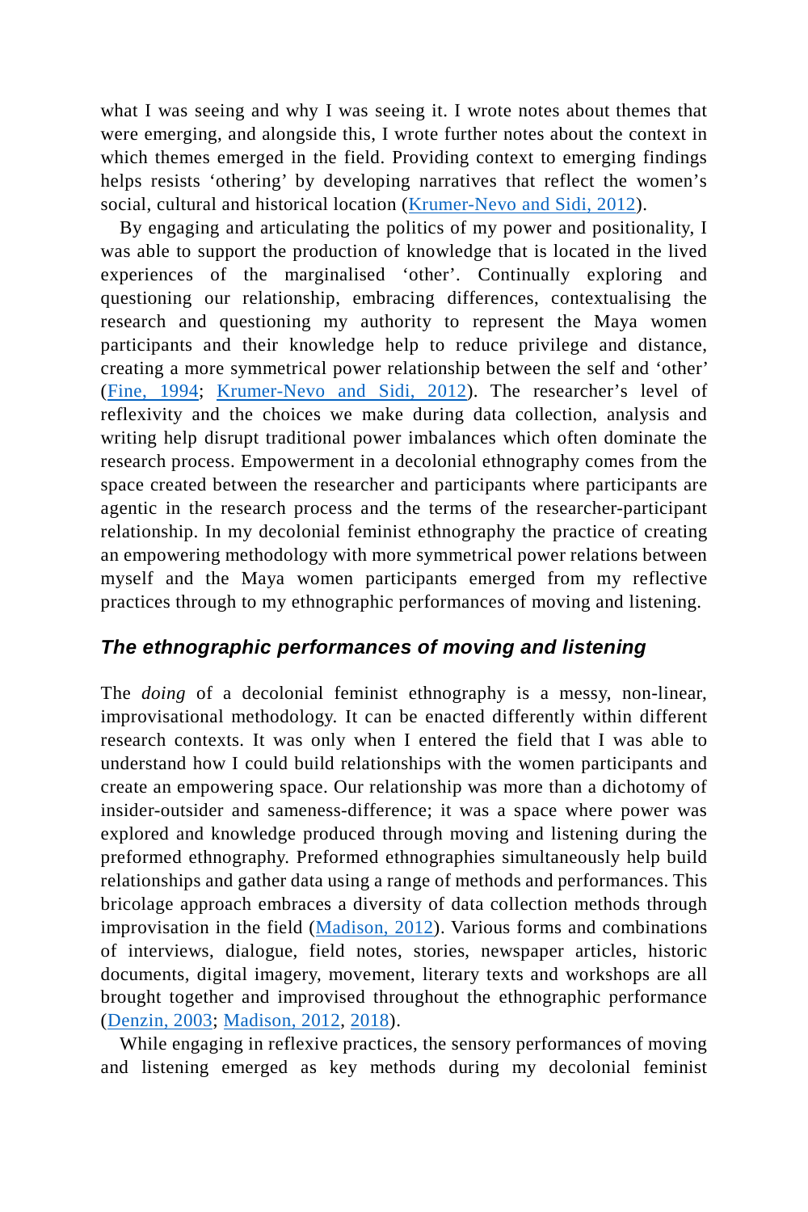what I was seeing and why I was seeing it. I wrote notes about themes that were emerging, and alongside this, I wrote further notes about the context in which themes emerged in the field. Providing context to emerging findings helps resists 'othering' by developing narratives that reflect the women's social, cultural and historical location (Krumer-Nevo and Sidi, 2012).

By engaging and articulating the politics of my power and positionality, I was able to support the production of knowledge that is located in the lived experiences of the marginalised 'other'. Continually exploring and questioning our relationship, embracing differences, contextualising the research and questioning my authority to represent the Maya women participants and their knowledge help to reduce privilege and distance, creating a more symmetrical power relationship between the self and 'other' (Fine, 1994; Krumer-Nevo and Sidi, 2012). The researcher's level of reflexivity and the choices we make during data collection, analysis and writing help disrupt traditional power imbalances which often dominate the research process. Empowerment in a decolonial ethnography comes from the space created between the researcher and participants where participants are agentic in the research process and the terms of the researcher-participant relationship. In my decolonial feminist ethnography the practice of creating an empowering methodology with more symmetrical power relations between myself and the Maya women participants emerged from my reflective practices through to my ethnographic performances of moving and listening.

## The ethnographic performances of moving and listening

The *doing* of a decolonial feminist ethnography is a messy, non-linear, improvisational methodology. It can be enacted differently within different research contexts. It was only when I entered the field that I was able to understand how I could build relationships with the women participants and create an empowering space. Our relationship was more than a dichotomy of insider-outsider and sameness-difference; it was a space where power was explored and knowledge produced through moving and listening during the preformed ethnography. Preformed ethnographies simultaneously help build relationships and gather data using a range of methods and performances. This bricolage approach embraces a diversity of data collection methods through improvisation in the field (Madison, 2012). Various forms and combinations of interviews, dialogue, field notes, stories, newspaper articles, historic documents, digital imagery, movement, literary texts and workshops are all brought together and improvised throughout the ethnographic performance (Denzin, 2003; Madison, 2012, 2018).

While engaging in reflexive practices, the sensory performances of moving and listening emerged as key methods during my decolonial feminist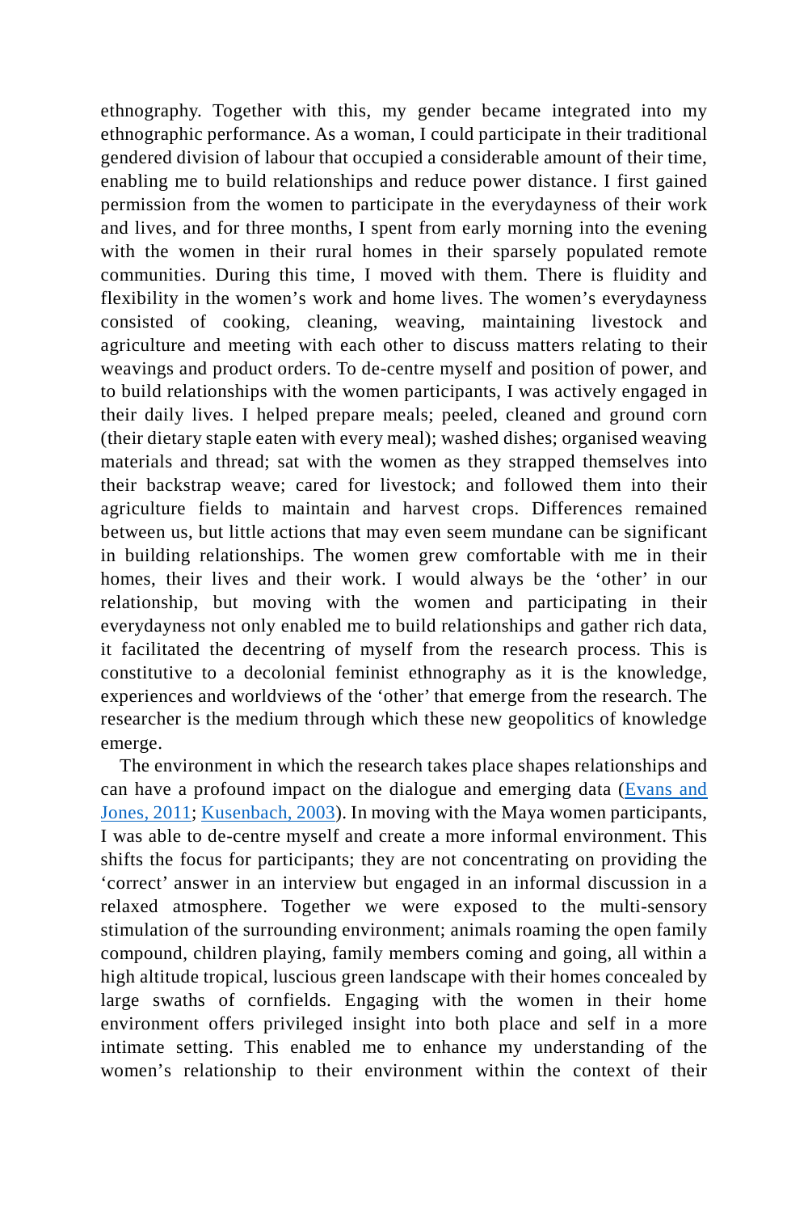ethnography. Together with this, my gender became integrated into my ethnographic performance. As a woman, I could participate in their traditional gendered division of labour that occupied a considerable amount of their time, enabling me to build relationships and reduce power distance. I first gained permission from the women to participate in the everydayness of their work and lives, and for three months, I spent from early morning into the evening with the women in their rural homes in their sparsely populated remote communities. During this time, I moved with them. There is fluidity and flexibility in the women's work and home lives. The women's everydayness consisted of cooking, cleaning, weaving, maintaining livestock and agriculture and meeting with each other to discuss matters relating to their weavings and product orders. To de-centre myself and position of power, and to build relationships with the women participants, I was actively engaged in their daily lives. I helped prepare meals; peeled, cleaned and ground corn (their dietary staple eaten with every meal); washed dishes; organised weaving materials and thread; sat with the women as they strapped themselves into their backstrap weave; cared for livestock; and followed them into their agriculture fields to maintain and harvest crops. Differences remained between us, but little actions that may even seem mundane can be significant in building relationships. The women grew comfortable with me in their homes, their lives and their work. I would always be the 'other' in our relationship, but moving with the women and participating in their everydayness not only enabled me to build relationships and gather rich data, it facilitated the decentring of myself from the research process. This is constitutive to a decolonial feminist ethnography as it is the knowledge, experiences and worldviews of the 'other' that emerge from the research. The researcher is the medium through which these new geopolitics of knowledge emerge.

The environment in which the research takes place shapes relationships and can have a profound impact on the dialogue and emerging data (Evans and Jones, 2011; Kusenbach, 2003). In moving with the Maya women participants, I was able to de-centre myself and create a more informal environment. This shifts the focus for participants; they are not concentrating on providing the 'correct' answer in an interview but engaged in an informal discussion in a relaxed atmosphere. Together we were exposed to the multi-sensory stimulation of the surrounding environment; animals roaming the open family compound, children playing, family members coming and going, all within a high altitude tropical, luscious green landscape with their homes concealed by large swaths of cornfields. Engaging with the women in their home environment offers privileged insight into both place and self in a more intimate setting. This enabled me to enhance my understanding of the women's relationship to their environment within the context of their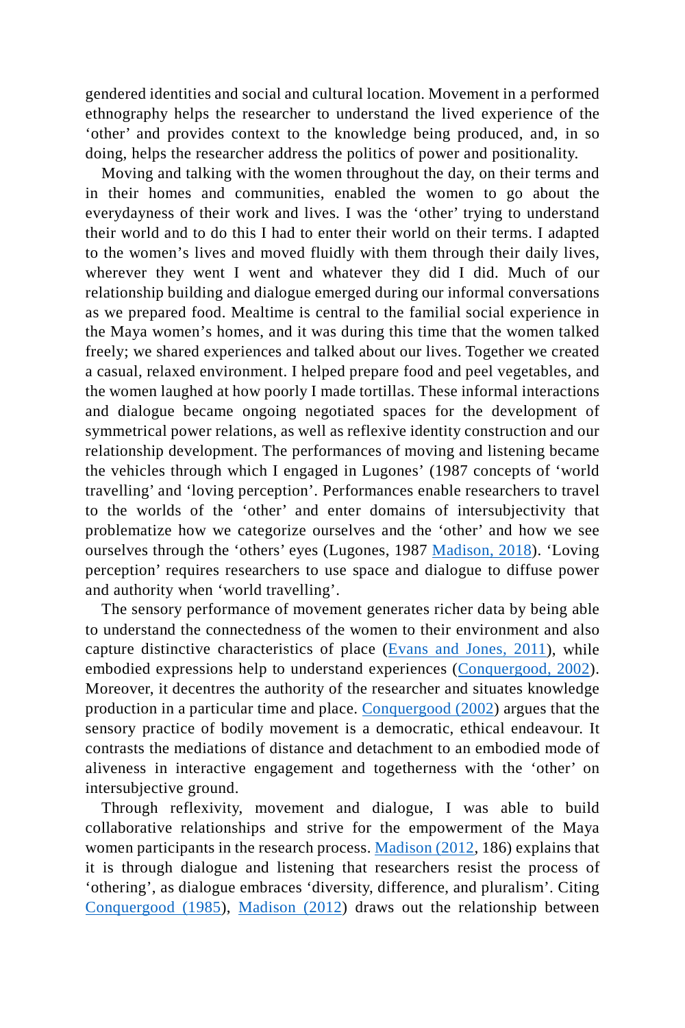gendered identities and social and cultural location. Movement in a performed ethnography helps the researcher to understand the lived experience of the 'other' and provides context to the knowledge being produced, and, in so doing, helps the researcher address the politics of power and positionality.

Moving and talking with the women throughout the day, on their terms and in their homes and communities, enabled the women to go about the everydayness of their work and lives. I was the 'other' trying to understand their world and to do this I had to enter their world on their terms. I adapted to the women's lives and moved fluidly with them through their daily lives, wherever they went I went and whatever they did I did. Much of our relationship building and dialogue emerged during our informal conversations as we prepared food. Mealtime is central to the familial social experience in the Maya women's homes, and it was during this time that the women talked freely; we shared experiences and talked about our lives. Together we created a casual, relaxed environment. I helped prepare food and peel vegetables, and the women laughed at how poorly I made tortillas. These informal interactions and dialogue became ongoing negotiated spaces for the development of symmetrical power relations, as well as reflexive identity construction and our relationship development. The performances of moving and listening became the vehicles through which I engaged in Lugones' (1987 concepts of 'world travelling' and 'loving perception'. Performances enable researchers to travel to the worlds of the 'other' and enter domains of intersubjectivity that problematize how we categorize ourselves and the 'other' and how we see ourselves through the 'others' eyes (Lugones, 1987 Madison, 2018). 'Loving perception' requires researchers to use space and dialogue to diffuse power and authority when 'world travelling'.

The sensory performance of movement generates richer data by being able to understand the connectedness of the women to their environment and also capture distinctive characteristics of place (Evans and Jones, 2011), while embodied expressions help to understand experiences (Conquergood, 2002). Moreover, it decentres the authority of the researcher and situates knowledge production in a particular time and place. Conquergood (2002) argues that the sensory practice of bodily movement is a democratic, ethical endeavour. It contrasts the mediations of distance and detachment to an embodied mode of aliveness in interactive engagement and togetherness with the 'other' on intersubjective ground.

Through reflexivity, movement and dialogue, I was able to build collaborative relationships and strive for the empowerment of the Maya women participants in the research process. Madison (2012, 186) explains that it is through dialogue and listening that researchers resist the process of 'othering', as dialogue embraces 'diversity, difference, and pluralism'. Citing Conquergood (1985), Madison (2012) draws out the relationship between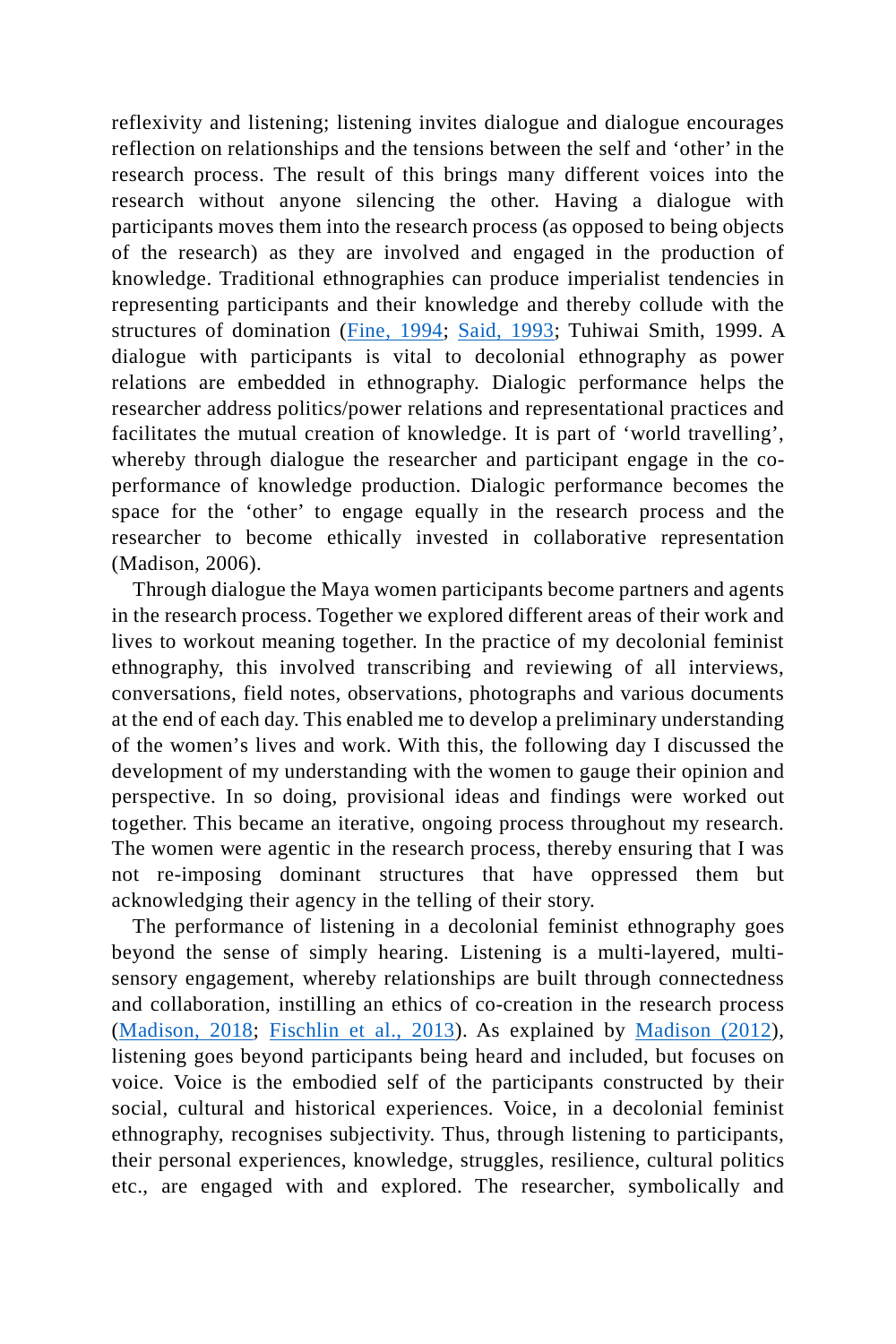reflexivity and listening; listening invites dialogue and dialogue encourages reflection on relationships and the tensions between the self and 'other' in the research process. The result of this brings many different voices into the research without anyone silencing the other. Having a dialogue with participants moves them into the research process (as opposed to being objects of the research) as they are involved and engaged in the production of knowledge. Traditional ethnographies can produce imperialist tendencies in representing participants and their knowledge and thereby collude with the structures of domination (Fine, 1994; Said, 1993; Tuhiwai Smith, 1999. A dialogue with participants is vital to decolonial ethnography as power relations are embedded in ethnography. Dialogic performance helps the researcher address politics/power relations and representational practices and facilitates the mutual creation of knowledge. It is part of 'world travelling', whereby through dialogue the researcher and participant engage in the co-performance of knowledge production. Dialogic performance becomes the space for the 'other' to engage equally in the research process and the researcher to become ethically invested in collaborative representation (Madison, 2006).

Through dialogue the Maya women participants become partners and agents in the research process. Together we explored different areas of their work and lives to workout meaning together. In the practice of my decolonial feminist ethnography, this involved transcribing and reviewing of all interviews, conversations, field notes, observations, photographs and various documents at the end of each day. This enabled me to develop a preliminary understanding of the women's lives and work. With this, the following day I discussed the development of my understanding with the women to gauge their opinion and perspective. In so doing, provisional ideas and findings were worked out together. This became an iterative, ongoing process throughout my research. The women were agentic in the research process, thereby ensuring that I was not re-imposing dominant structures that have oppressed them but acknowledging their agency in the telling of their story.

The performance of listening in a decolonial feminist ethnography goes beyond the sense of simply hearing. Listening is a multi-layered, multi-sensory engagement, whereby relationships are built through connectedness and collaboration, instilling an ethics of co-creation in the research process (Madison, 2018; Fischlin et al., 2013). As explained by Madison (2012), listening goes beyond participants being heard and included, but focuses on voice. Voice is the embodied self of the participants constructed by their social, cultural and historical experiences. Voice, in a decolonial feminist ethnography, recognises subjectivity. Thus, through listening to participants, their personal experiences, knowledge, struggles, resilience, cultural politics etc., are engaged with and explored. The researcher, symbolically and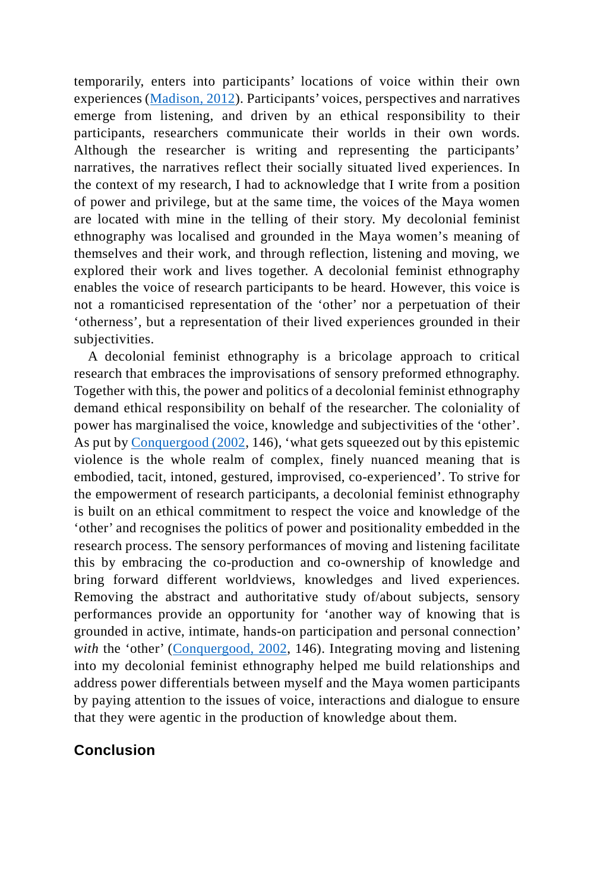temporarily, enters into participants' locations of voice within their own experiences (Madison, 2012). Participants' voices, perspectives and narratives emerge from listening, and driven by an ethical responsibility to their participants, researchers communicate their worlds in their own words. Although the researcher is writing and representing the participants' narratives, the narratives reflect their socially situated lived experiences. In the context of my research, I had to acknowledge that I write from a position of power and privilege, but at the same time, the voices of the Maya women are located with mine in the telling of their story. My decolonial feminist ethnography was localised and grounded in the Maya women's meaning of themselves and their work, and through reflection, listening and moving, we explored their work and lives together. A decolonial feminist ethnography enables the voice of research participants to be heard. However, this voice is not a romanticised representation of the 'other' nor a perpetuation of their 'otherness', but a representation of their lived experiences grounded in their subjectivities.

A decolonial feminist ethnography is a bricolage approach to critical research that embraces the improvisations of sensory preformed ethnography. Together with this, the power and politics of a decolonial feminist ethnography demand ethical responsibility on behalf of the researcher. The coloniality of power has marginalised the voice, knowledge and subjectivities of the 'other'. As put by Conquergood (2002, 146), 'what gets squeezed out by this epistemic violence is the whole realm of complex, finely nuanced meaning that is embodied, tacit, intoned, gestured, improvised, co-experienced'. To strive for the empowerment of research participants, a decolonial feminist ethnography is built on an ethical commitment to respect the voice and knowledge of the 'other' and recognises the politics of power and positionality embedded in the research process. The sensory performances of moving and listening facilitate this by embracing the co-production and co-ownership of knowledge and bring forward different worldviews, knowledges and lived experiences. Removing the abstract and authoritative study of/about subjects, sensory performances provide an opportunity for 'another way of knowing that is grounded in active, intimate, hands-on participation and personal connection' *with* the 'other' (Conquergood, 2002, 146). Integrating moving and listening into my decolonial feminist ethnography helped me build relationships and address power differentials between myself and the Maya women participants by paying attention to the issues of voice, interactions and dialogue to ensure that they were agentic in the production of knowledge about them.

## Conclusion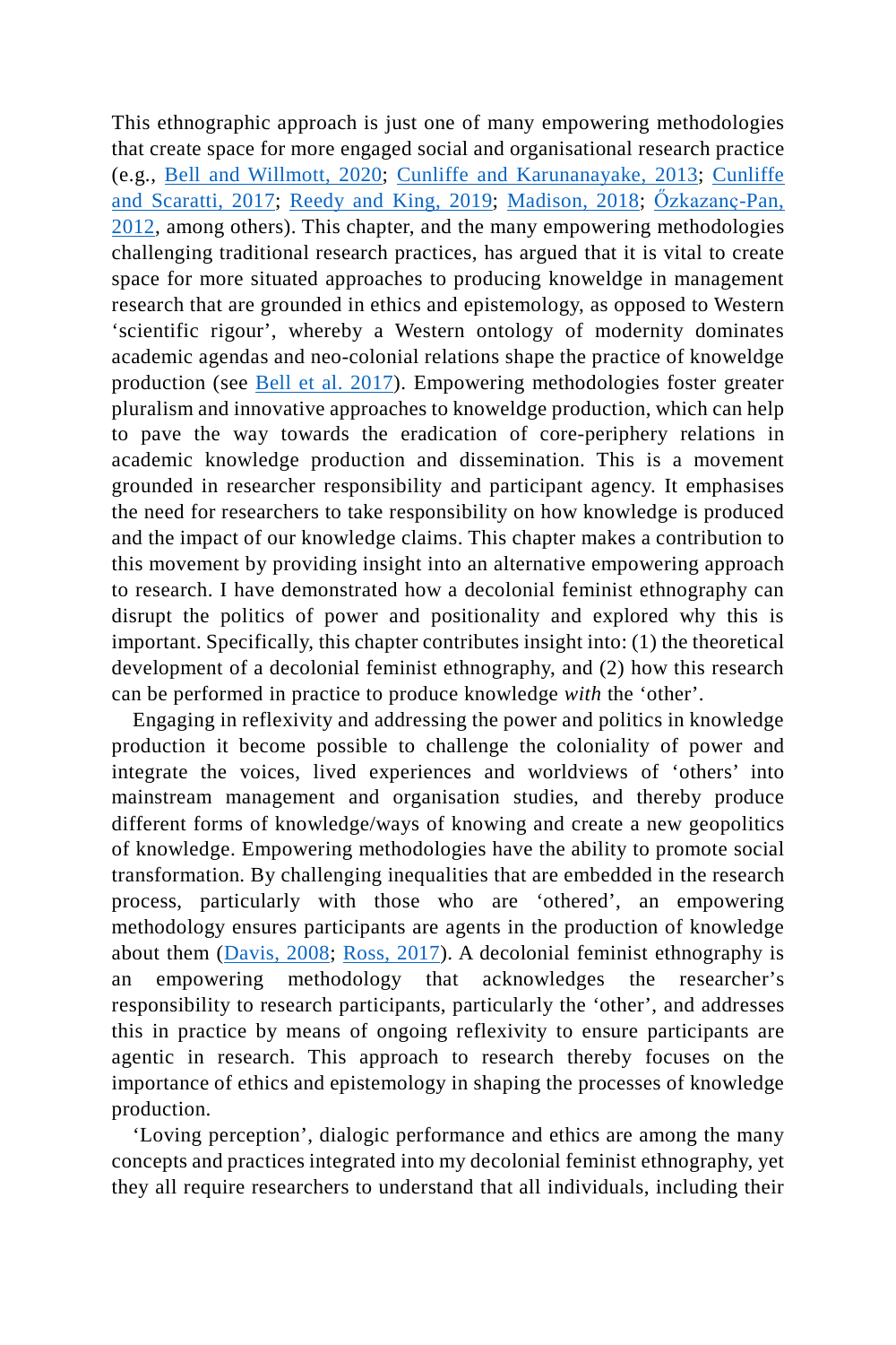This ethnographic approach is just one of many empowering methodologies that create space for more engaged social and organisational research practice (e.g., Bell and Willmott, 2020; Cunliffe and Karunanayake, 2013; Cunliffe and Scaratti, 2017; Reedy and King, 2019; Madison, 2018; Őzkazanç-Pan, 2012, among others). This chapter, and the many empowering methodologies challenging traditional research practices, has argued that it is vital to create space for more situated approaches to producing knoweldge in management research that are grounded in ethics and epistemology, as opposed to Western 'scientific rigour', whereby a Western ontology of modernity dominates academic agendas and neo-colonial relations shape the practice of knoweldge production (see Bell et al. 2017). Empowering methodologies foster greater pluralism and innovative approaches to knoweldge production, which can help to pave the way towards the eradication of core-periphery relations in academic knowledge production and dissemination. This is a movement grounded in researcher responsibility and participant agency. It emphasises the need for researchers to take responsibility on how knowledge is produced and the impact of our knowledge claims. This chapter makes a contribution to this movement by providing insight into an alternative empowering approach to research. I have demonstrated how a decolonial feminist ethnography can disrupt the politics of power and positionality and explored why this is important. Specifically, this chapter contributes insight into: (1) the theoretical development of a decolonial feminist ethnography, and (2) how this research can be performed in practice to produce knowledge *with* the 'other'.

Engaging in reflexivity and addressing the power and politics in knowledge production it become possible to challenge the coloniality of power and integrate the voices, lived experiences and worldviews of 'others' into mainstream management and organisation studies, and thereby produce different forms of knowledge/ways of knowing and create a new geopolitics of knowledge. Empowering methodologies have the ability to promote social transformation. By challenging inequalities that are embedded in the research process, particularly with those who are 'othered', an empowering methodology ensures participants are agents in the production of knowledge about them (Davis, 2008; Ross, 2017). A decolonial feminist ethnography is an empowering methodology that acknowledges the researcher's responsibility to research participants, particularly the 'other', and addresses this in practice by means of ongoing reflexivity to ensure participants are agentic in research. This approach to research thereby focuses on the importance of ethics and epistemology in shaping the processes of knowledge production.

'Loving perception', dialogic performance and ethics are among the many concepts and practices integrated into my decolonial feminist ethnography, yet they all require researchers to understand that all individuals, including their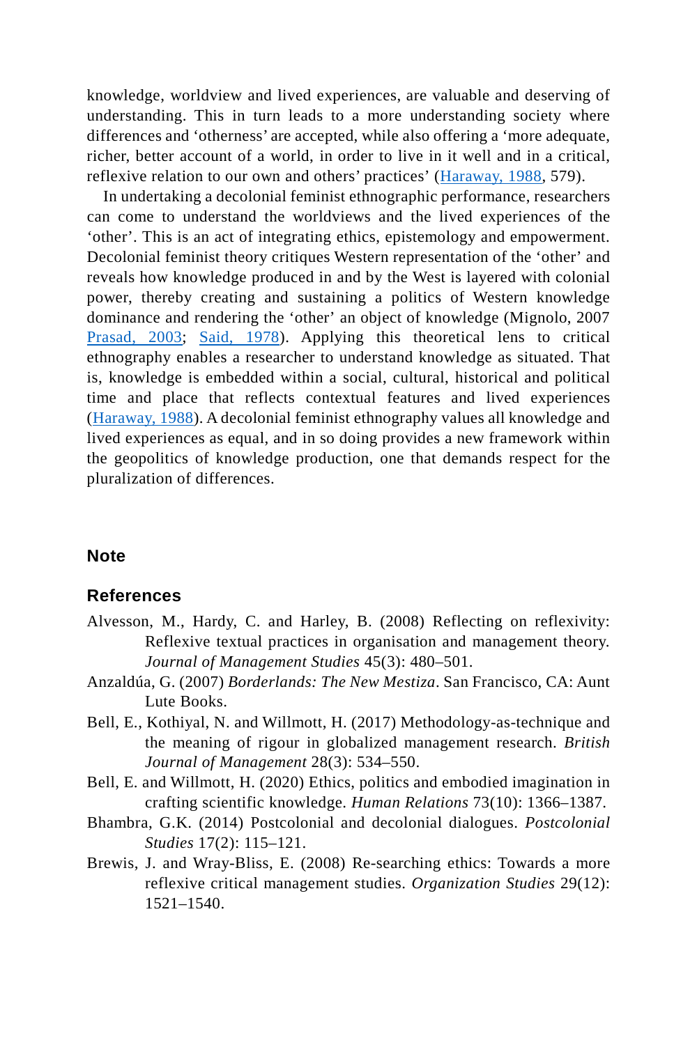knowledge, worldview and lived experiences, are valuable and deserving of understanding. This in turn leads to a more understanding society where differences and 'otherness' are accepted, while also offering a 'more adequate, richer, better account of a world, in order to live in it well and in a critical, reflexive relation to our own and others' practices' (Haraway, 1988, 579).

In undertaking a decolonial feminist ethnographic performance, researchers can come to understand the worldviews and the lived experiences of the 'other'. This is an act of integrating ethics, epistemology and empowerment. Decolonial feminist theory critiques Western representation of the 'other' and reveals how knowledge produced in and by the West is layered with colonial power, thereby creating and sustaining a politics of Western knowledge dominance and rendering the 'other' an object of knowledge (Mignolo, 2007 Prasad, 2003; Said, 1978). Applying this theoretical lens to critical ethnography enables a researcher to understand knowledge as situated. That is, knowledge is embedded within a social, cultural, historical and political time and place that reflects contextual features and lived experiences (Haraway, 1988). A decolonial feminist ethnography values all knowledge and lived experiences as equal, and in so doing provides a new framework within the geopolitics of knowledge production, one that demands respect for the pluralization of differences.

## Note

## References

Alvesson, M., Hardy, C. and Harley, B. (2008) Reflecting on reflexivity: Reflexive textual practices in organisation and management theory. *Journal of Management Studies* 45(3): 480–501.

Anzaldúa, G. (2007) *Borderlands: The New Mestiza*. San Francisco, CA: Aunt Lute Books.

Bell, E., Kothiyal, N. and Willmott, H. (2017) Methodology-as-technique and the meaning of rigour in globalized management research. *British Journal of Management* 28(3): 534–550.

Bell, E. and Willmott, H. (2020) Ethics, politics and embodied imagination in crafting scientific knowledge. *Human Relations* 73(10): 1366–1387.

Bhambra, G.K. (2014) Postcolonial and decolonial dialogues. *Postcolonial Studies* 17(2): 115–121.

Brewis, J. and Wray-Bliss, E. (2008) Re-searching ethics: Towards a more reflexive critical management studies. *Organization Studies* 29(12): 1521–1540.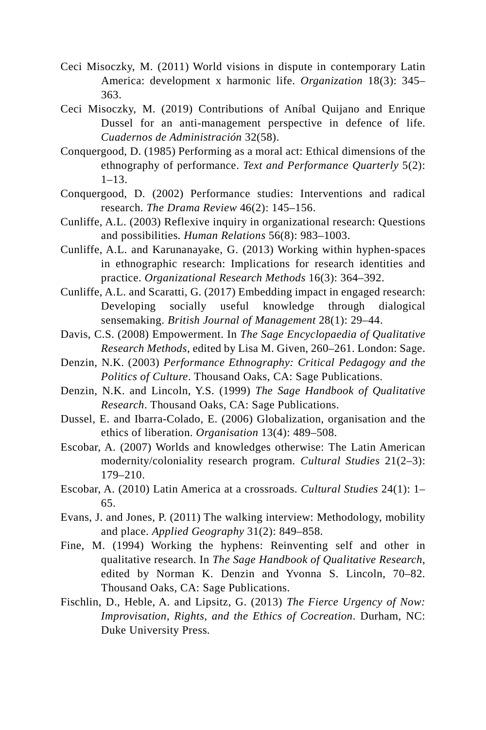Ceci Misoczky, M. (2011) World visions in dispute in contemporary Latin America: development x harmonic life. *Organization* 18(3): 345–363.

Ceci Misoczky, M. (2019) Contributions of Aníbal Quijano and Enrique Dussel for an anti-management perspective in defence of life. *Cuadernos de Administración* 32(58).

Conquergood, D. (1985) Performing as a moral act: Ethical dimensions of the ethnography of performance. *Text and Performance Quarterly* 5(2): 1–13.

Conquergood, D. (2002) Performance studies: Interventions and radical research. *The Drama Review* 46(2): 145–156.

Cunliffe, A.L. (2003) Reflexive inquiry in organizational research: Questions and possibilities. *Human Relations* 56(8): 983–1003.

Cunliffe, A.L. and Karunanayake, G. (2013) Working within hyphen-spaces in ethnographic research: Implications for research identities and practice. *Organizational Research Methods* 16(3): 364–392.

Cunliffe, A.L. and Scaratti, G. (2017) Embedding impact in engaged research: Developing socially useful knowledge through dialogical sensemaking. *British Journal of Management* 28(1): 29–44.

Davis, C.S. (2008) Empowerment. In *The Sage Encyclopaedia of Qualitative Research Methods*, edited by Lisa M. Given, 260–261. London: Sage.

Denzin, N.K. (2003) *Performance Ethnography: Critical Pedagogy and the Politics of Culture*. Thousand Oaks, CA: Sage Publications.

Denzin, N.K. and Lincoln, Y.S. (1999) *The Sage Handbook of Qualitative Research*. Thousand Oaks, CA: Sage Publications.

Dussel, E. and Ibarra-Colado, E. (2006) Globalization, organisation and the ethics of liberation. *Organisation* 13(4): 489–508.

Escobar, A. (2007) Worlds and knowledges otherwise: The Latin American modernity/coloniality research program. *Cultural Studies* 21(2–3): 179–210.

Escobar, A. (2010) Latin America at a crossroads. *Cultural Studies* 24(1): 1–65.

Evans, J. and Jones, P. (2011) The walking interview: Methodology, mobility and place. *Applied Geography* 31(2): 849–858.

Fine, M. (1994) Working the hyphens: Reinventing self and other in qualitative research. In *The Sage Handbook of Qualitative Research*, edited by Norman K. Denzin and Yvonna S. Lincoln, 70–82. Thousand Oaks, CA: Sage Publications.

Fischlin, D., Heble, A. and Lipsitz, G. (2013) *The Fierce Urgency of Now: Improvisation, Rights, and the Ethics of Cocreation*. Durham, NC: Duke University Press.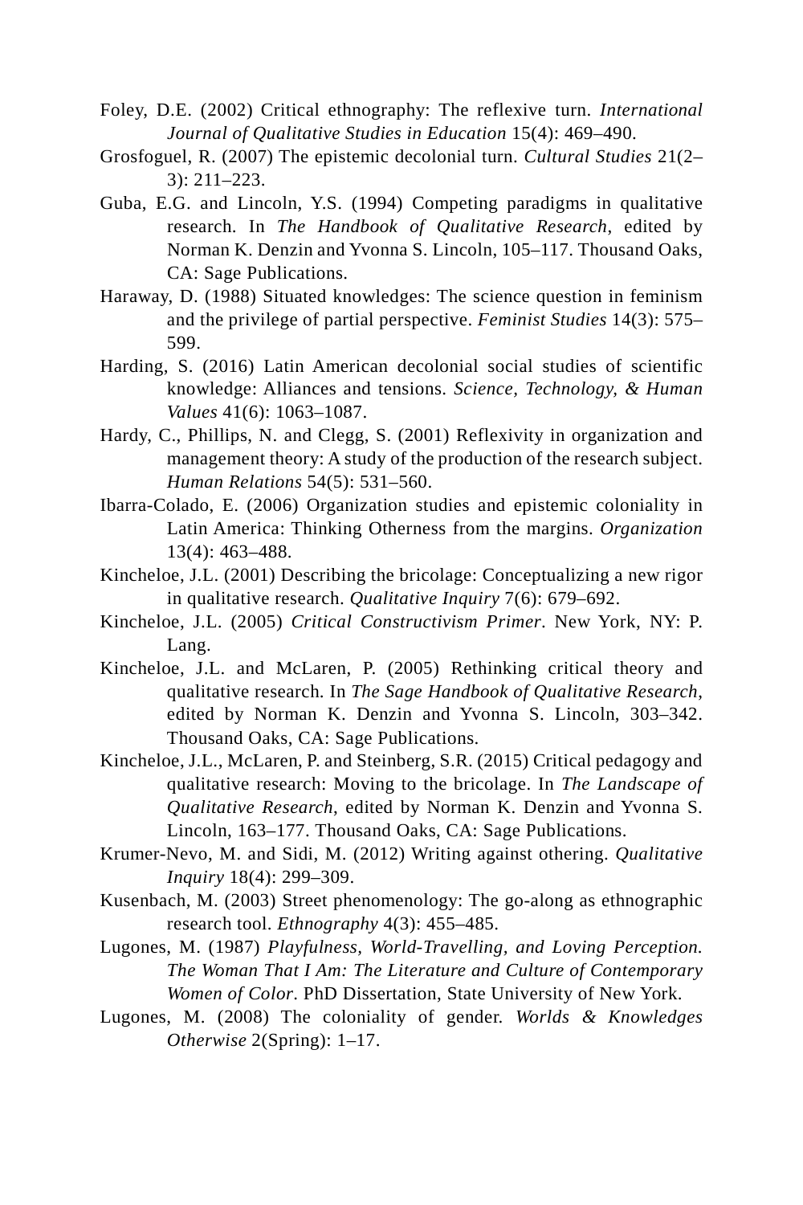Foley, D.E. (2002) Critical ethnography: The reflexive turn. *International Journal of Qualitative Studies in Education* 15(4): 469–490.

Grosfoguel, R. (2007) The epistemic decolonial turn. *Cultural Studies* 21(2–3): 211–223.

Guba, E.G. and Lincoln, Y.S. (1994) Competing paradigms in qualitative research. In *The Handbook of Qualitative Research*, edited by Norman K. Denzin and Yvonna S. Lincoln, 105–117. Thousand Oaks, CA: Sage Publications.

Haraway, D. (1988) Situated knowledges: The science question in feminism and the privilege of partial perspective. *Feminist Studies* 14(3): 575–599.

Harding, S. (2016) Latin American decolonial social studies of scientific knowledge: Alliances and tensions. *Science, Technology, & Human Values* 41(6): 1063–1087.

Hardy, C., Phillips, N. and Clegg, S. (2001) Reflexivity in organization and management theory: A study of the production of the research subject. *Human Relations* 54(5): 531–560.

Ibarra-Colado, E. (2006) Organization studies and epistemic coloniality in Latin America: Thinking Otherness from the margins. *Organization* 13(4): 463–488.

Kincheloe, J.L. (2001) Describing the bricolage: Conceptualizing a new rigor in qualitative research. *Qualitative Inquiry* 7(6): 679–692.

Kincheloe, J.L. (2005) *Critical Constructivism Primer*. New York, NY: P. Lang.

Kincheloe, J.L. and McLaren, P. (2005) Rethinking critical theory and qualitative research. In *The Sage Handbook of Qualitative Research*, edited by Norman K. Denzin and Yvonna S. Lincoln, 303–342. Thousand Oaks, CA: Sage Publications.

Kincheloe, J.L., McLaren, P. and Steinberg, S.R. (2015) Critical pedagogy and qualitative research: Moving to the bricolage. In *The Landscape of Qualitative Research*, edited by Norman K. Denzin and Yvonna S. Lincoln, 163–177. Thousand Oaks, CA: Sage Publications.

Krumer-Nevo, M. and Sidi, M. (2012) Writing against othering. *Qualitative Inquiry* 18(4): 299–309.

Kusenbach, M. (2003) Street phenomenology: The go-along as ethnographic research tool. *Ethnography* 4(3): 455–485.

Lugones, M. (1987) *Playfulness, World-Travelling, and Loving Perception. The Woman That I Am: The Literature and Culture of Contemporary Women of Color*. PhD Dissertation, State University of New York.

Lugones, M. (2008) The coloniality of gender. *Worlds & Knowledges Otherwise* 2(Spring): 1–17.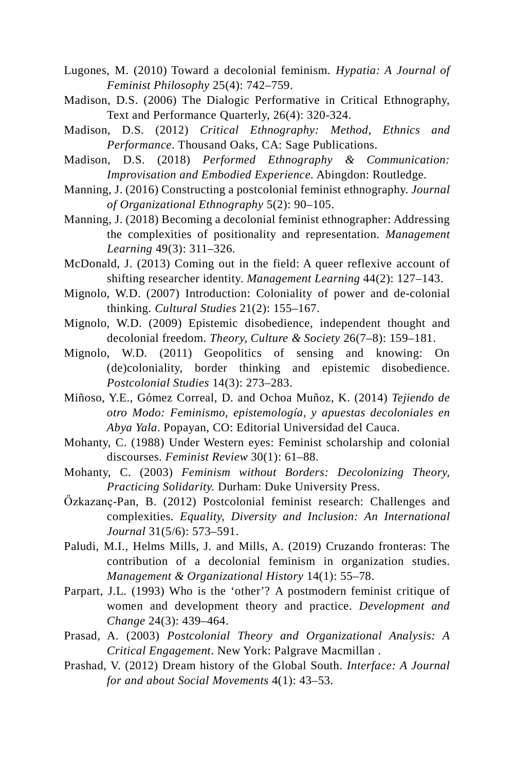Lugones, M. (2010) Toward a decolonial feminism. *Hypatia: A Journal of Feminist Philosophy* 25(4): 742–759.

Madison, D.S. (2006) The Dialogic Performative in Critical Ethnography, Text and Performance Quarterly, 26(4): 320-324.

Madison, D.S. (2012) *Critical Ethnography: Method, Ethnics and Performance*. Thousand Oaks, CA: Sage Publications.

Madison, D.S. (2018) *Performed Ethnography & Communication: Improvisation and Embodied Experience*. Abingdon: Routledge.

Manning, J. (2016) Constructing a postcolonial feminist ethnography. *Journal of Organizational Ethnography* 5(2): 90–105.

Manning, J. (2018) Becoming a decolonial feminist ethnographer: Addressing the complexities of positionality and representation. *Management Learning* 49(3): 311–326.

McDonald, J. (2013) Coming out in the field: A queer reflexive account of shifting researcher identity. *Management Learning* 44(2): 127–143.

Mignolo, W.D. (2007) Introduction: Coloniality of power and de-colonial thinking. *Cultural Studies* 21(2): 155–167.

Mignolo, W.D. (2009) Epistemic disobedience, independent thought and decolonial freedom. *Theory, Culture & Society* 26(7–8): 159–181.

Mignolo, W.D. (2011) Geopolitics of sensing and knowing: On (de)coloniality, border thinking and epistemic disobedience. *Postcolonial Studies* 14(3): 273–283.

Miñoso, Y.E., Gómez Correal, D. and Ochoa Muñoz, K. (2014) *Tejiendo de otro Modo: Feminismo, epistemología, y apuestas decoloniales en Abya Yala*. Popayan, CO: Editorial Universidad del Cauca.

Mohanty, C. (1988) Under Western eyes: Feminist scholarship and colonial discourses. *Feminist Review* 30(1): 61–88.

Mohanty, C. (2003) *Feminism without Borders: Decolonizing Theory, Practicing Solidarity.* Durham: Duke University Press.

Őzkazanç-Pan, B. (2012) Postcolonial feminist research: Challenges and complexities. *Equality, Diversity and Inclusion: An International Journal* 31(5/6): 573–591.

Paludi, M.I., Helms Mills, J. and Mills, A. (2019) Cruzando fronteras: The contribution of a decolonial feminism in organization studies. *Management & Organizational History* 14(1): 55–78.

Parpart, J.L. (1993) Who is the 'other'? A postmodern feminist critique of women and development theory and practice. *Development and Change* 24(3): 439–464.

Prasad, A. (2003) *Postcolonial Theory and Organizational Analysis: A Critical Engagement*. New York: Palgrave Macmillan .

Prashad, V. (2012) Dream history of the Global South. *Interface: A Journal for and about Social Movements* 4(1): 43–53.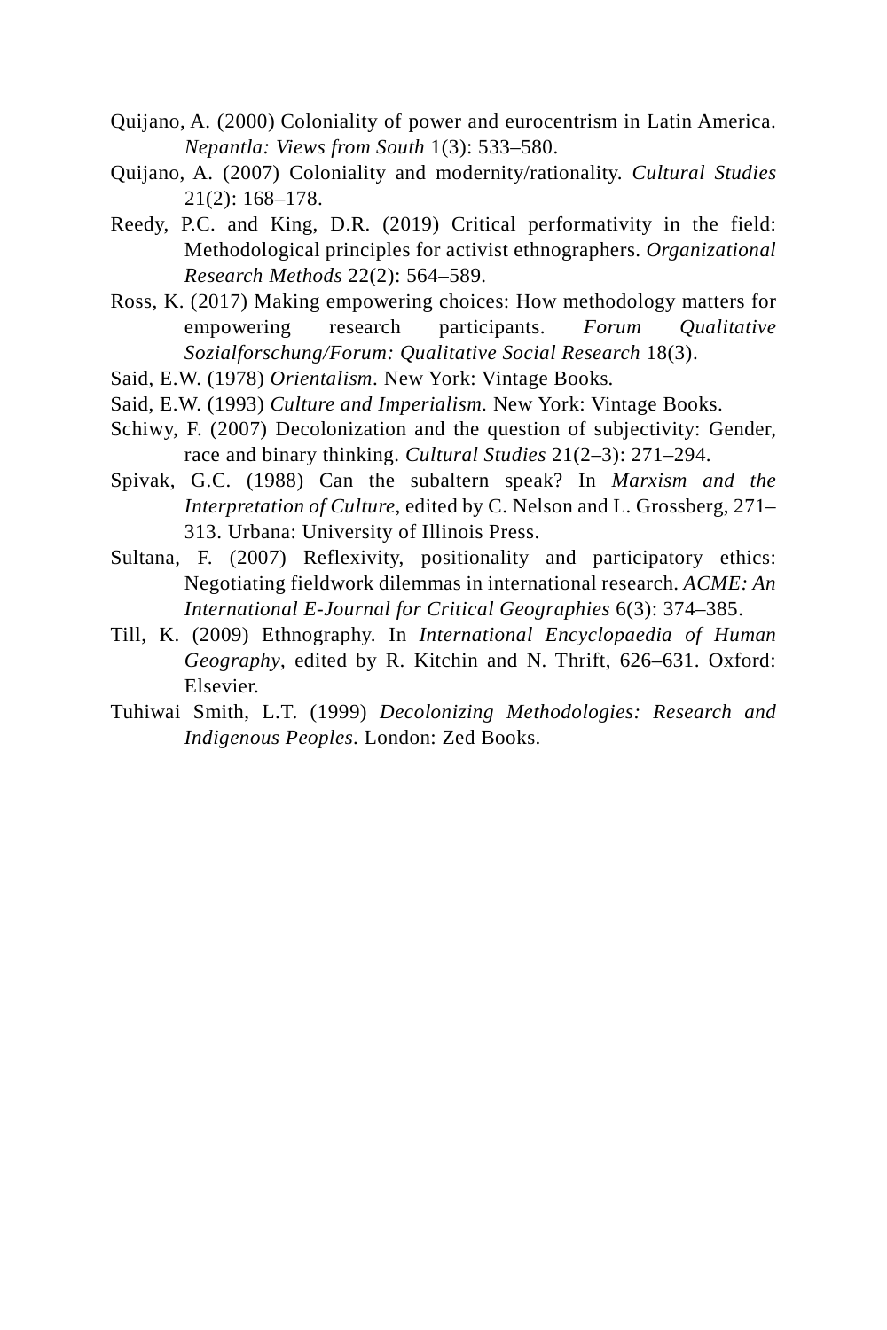Quijano, A. (2000) Coloniality of power and eurocentrism in Latin America. *Nepantla: Views from South* 1(3): 533–580.

Quijano, A. (2007) Coloniality and modernity/rationality. *Cultural Studies* 21(2): 168–178.

Reedy, P.C. and King, D.R. (2019) Critical performativity in the field: Methodological principles for activist ethnographers. *Organizational Research Methods* 22(2): 564–589.

Ross, K. (2017) Making empowering choices: How methodology matters for empowering research participants. *Forum Qualitative Sozialforschung/Forum: Qualitative Social Research* 18(3).

Said, E.W. (1978) *Orientalism*. New York: Vintage Books.

Said, E.W. (1993) *Culture and Imperialism*. New York: Vintage Books.

Schiwy, F. (2007) Decolonization and the question of subjectivity: Gender, race and binary thinking. *Cultural Studies* 21(2–3): 271–294.

Spivak, G.C. (1988) Can the subaltern speak? In *Marxism and the Interpretation of Culture*, edited by C. Nelson and L. Grossberg, 271–313. Urbana: University of Illinois Press.

Sultana, F. (2007) Reflexivity, positionality and participatory ethics: Negotiating fieldwork dilemmas in international research. *ACME: An International E-Journal for Critical Geographies* 6(3): 374–385.

Till, K. (2009) Ethnography. In *International Encyclopaedia of Human Geography*, edited by R. Kitchin and N. Thrift, 626–631. Oxford: Elsevier.

Tuhiwai Smith, L.T. (1999) *Decolonizing Methodologies: Research and Indigenous Peoples*. London: Zed Books.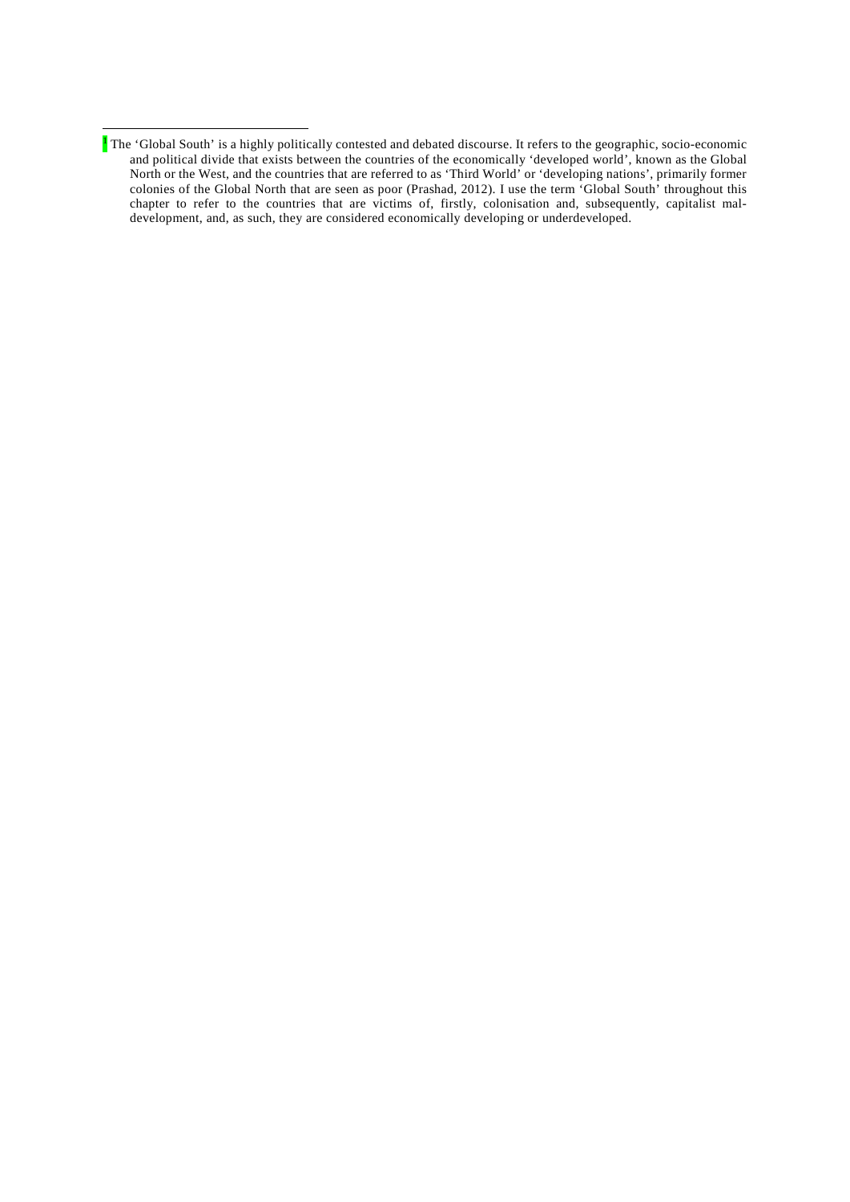[1] The 'Global South' is a highly politically contested and debated discourse. It refers to the geographic, socio-economic and political divide that exists between the countries of the economically 'developed world', known as the Global North or the West, and the countries that are referred to as 'Third World' or 'developing nations', primarily former colonies of the Global North that are seen as poor (Prashad, 2012). I use the term 'Global South' throughout this chapter to refer to the countries that are victims of, firstly, colonisation and, subsequently, capitalist mal-development, and, as such, they are considered economically developing or underdeveloped.